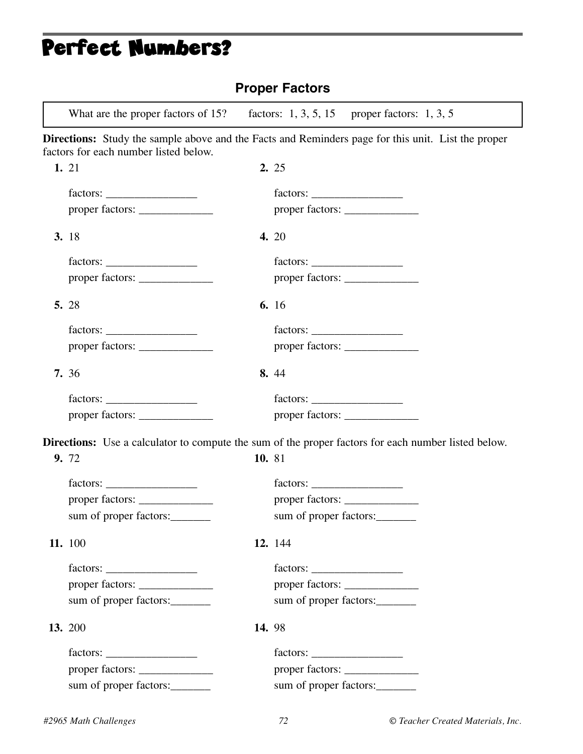# Perfect Numbers?

## Proper Factors

What are the proper factors of 15? factors: 1, 3, 5, 15 proper factors: 1, 3, 5

**Directions:** Study the sample above and the Facts and Reminders page for this unit. List the proper factors for each number listed below.

**1.** 21

factors: ________________
proper factors: _____________

**2.** 25

factors: ________________
proper factors: _____________

**3.** 18

factors: ________________
proper factors: _____________

**4.** 20

factors: ________________
proper factors: _____________

**5.** 28

factors: ________________
proper factors: _____________

**6.** 16

factors: ________________
proper factors: _____________

**7.** 36

factors: ________________
proper factors: _____________

**8.** 44

factors: ________________
proper factors: _____________

**Directions:** Use a calculator to compute the sum of the proper factors for each number listed below.

**9.** 72

factors: ________________
proper factors: _____________
sum of proper factors:_______

**10.** 81

factors: ________________
proper factors: _____________
sum of proper factors:_______

**11.** 100

factors: ________________
proper factors: _____________
sum of proper factors:_______

**12.** 144

factors: ________________
proper factors: _____________
sum of proper factors:_______

**13.** 200

factors: ________________
proper factors: _____________
sum of proper factors:_______

**14.** 98

factors: ________________
proper factors: _____________
sum of proper factors:_______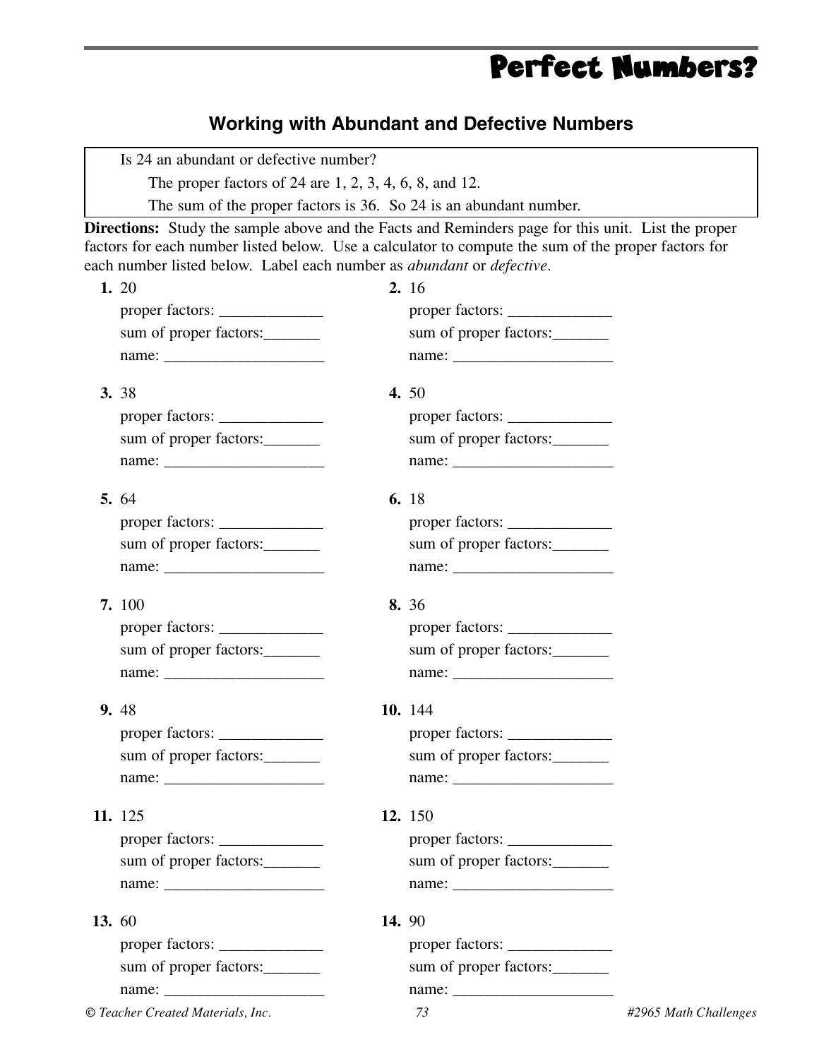# Perfect Numbers?

## Working with Abundant and Defective Numbers

> Is 24 an abundant or defective number?
>
> The proper factors of 24 are 1, 2, 3, 4, 6, 8, and 12.
>
> The sum of the proper factors is 36. So 24 is an abundant number.

**Directions:** Study the sample above and the Facts and Reminders page for this unit. List the proper factors for each number listed below. Use a calculator to compute the sum of the proper factors for each number listed below. Label each number as *abundant* or *defective*.

**1.** 20
proper factors: _____________
sum of proper factors:_______
name: ___________________

**2.** 16
proper factors: _____________
sum of proper factors:_______
name: ___________________

**3.** 38
proper factors: _____________
sum of proper factors:_______
name: ___________________

**4.** 50
proper factors: _____________
sum of proper factors:_______
name: ___________________

**5.** 64
proper factors: _____________
sum of proper factors:_______
name: ___________________

**6.** 18
proper factors: _____________
sum of proper factors:_______
name: ___________________

**7.** 100
proper factors: _____________
sum of proper factors:_______
name: ___________________

**8.** 36
proper factors: _____________
sum of proper factors:_______
name: ___________________

**9.** 48
proper factors: _____________
sum of proper factors:_______
name: ___________________

**10.** 144
proper factors: _____________
sum of proper factors:_______
name: ___________________

**11.** 125
proper factors: _____________
sum of proper factors:_______
name: ___________________

**12.** 150
proper factors: _____________
sum of proper factors:_______
name: ___________________

**13.** 60
proper factors: _____________
sum of proper factors:_______
name: ___________________

**14.** 90
proper factors: _____________
sum of proper factors:_______
name: ___________________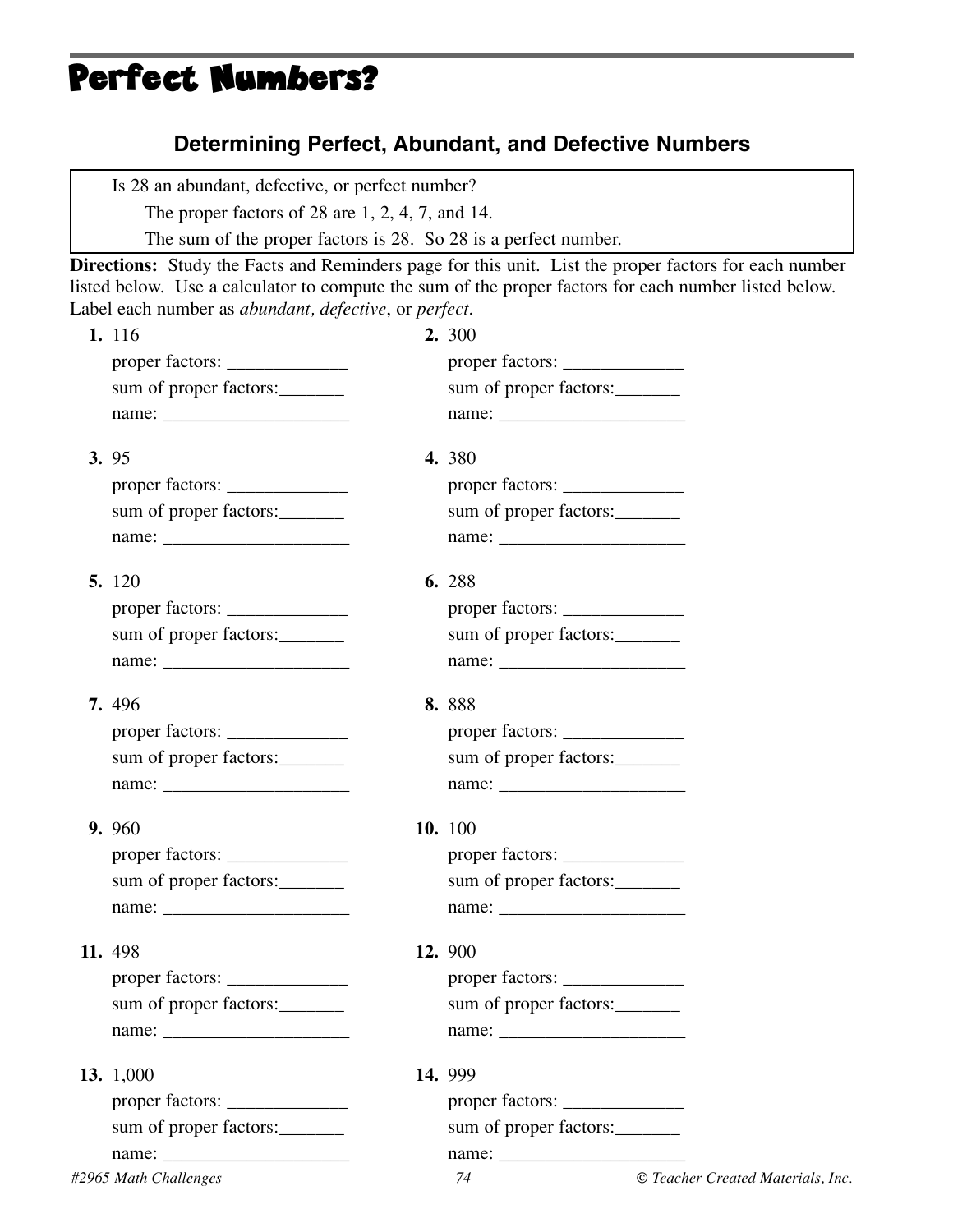# Perfect Numbers?

## Determining Perfect, Abundant, and Defective Numbers

> Is 28 an abundant, defective, or perfect number?
>
> The proper factors of 28 are 1, 2, 4, 7, and 14.
>
> The sum of the proper factors is 28. So 28 is a perfect number.

**Directions:** Study the Facts and Reminders page for this unit. List the proper factors for each number listed below. Use a calculator to compute the sum of the proper factors for each number listed below. Label each number as *abundant, defective*, or *perfect*.

**1.** 116
proper factors: _____________
sum of proper factors:_______
name: ____________________

**2.** 300
proper factors: _____________
sum of proper factors:_______
name: ____________________

**3.** 95
proper factors: _____________
sum of proper factors:_______
name: ____________________

**4.** 380
proper factors: _____________
sum of proper factors:_______
name: ____________________

**5.** 120
proper factors: _____________
sum of proper factors:_______
name: ____________________

**6.** 288
proper factors: _____________
sum of proper factors:_______
name: ____________________

**7.** 496
proper factors: _____________
sum of proper factors:_______
name: ____________________

**8.** 888
proper factors: _____________
sum of proper factors:_______
name: ____________________

**9.** 960
proper factors: _____________
sum of proper factors:_______
name: ____________________

**10.** 100
proper factors: _____________
sum of proper factors:_______
name: ____________________

**11.** 498
proper factors: _____________
sum of proper factors:_______
name: ____________________

**12.** 900
proper factors: _____________
sum of proper factors:_______
name: ____________________

**13.** 1,000
proper factors: _____________
sum of proper factors:_______
name: ____________________

**14.** 999
proper factors: _____________
sum of proper factors:_______
name: ____________________